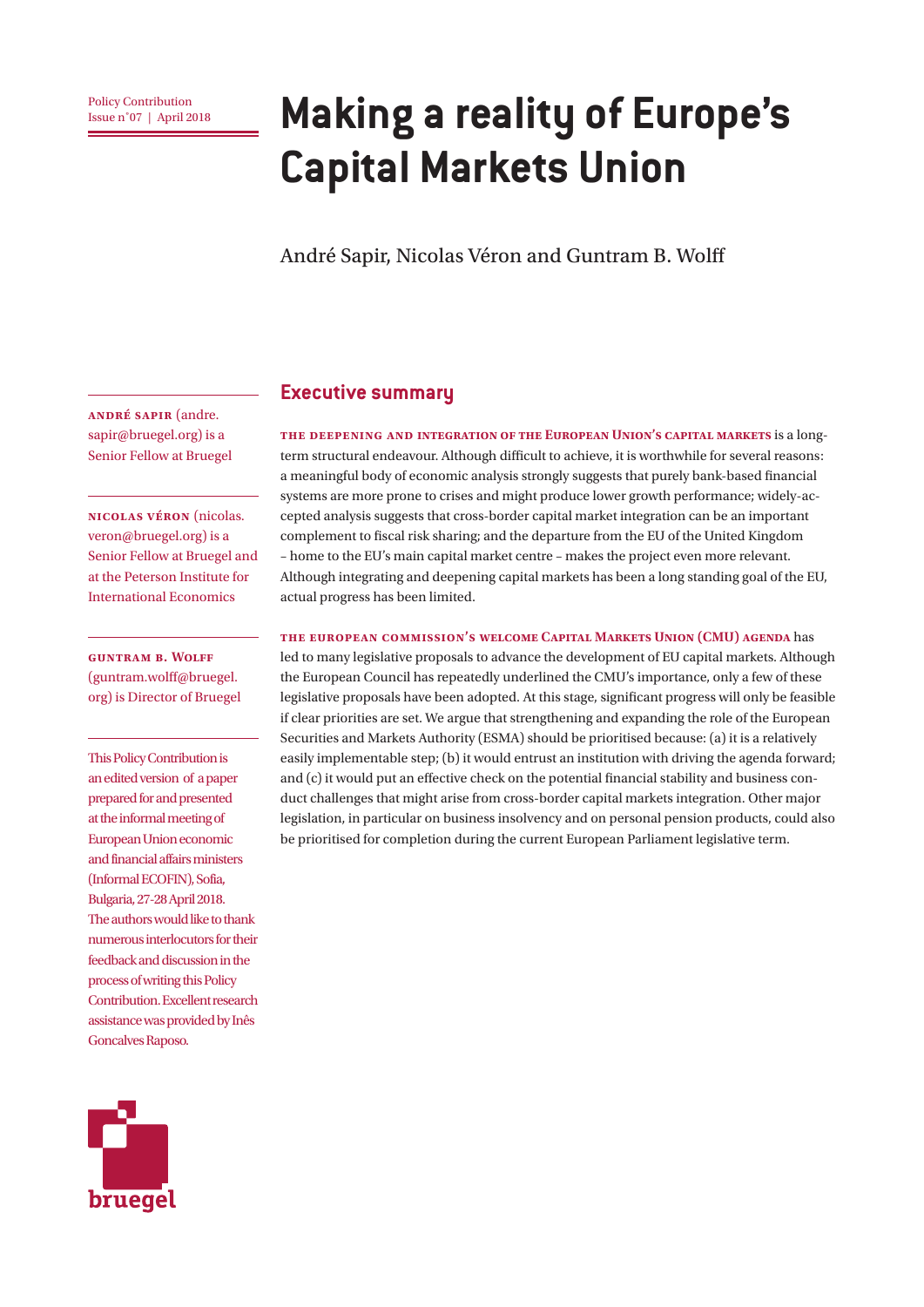Policy Contribution
Issue n˚07 | April 2018

# Making a reality of Europe's Capital Markets Union

André Sapir, Nicolas Véron and Guntram B. Wolff

**André Sapir** (andre.sapir@bruegel.org) is a Senior Fellow at Bruegel

**Nicolas Véron** (nicolas.veron@bruegel.org) is a Senior Fellow at Bruegel and at the Peterson Institute for International Economics

**Guntram B. Wolff** (guntram.wolff@bruegel.org) is Director of Bruegel

This Policy Contribution is an edited version of a paper prepared for and presented at the informal meeting of European Union economic and financial affairs ministers (Informal ECOFIN), Sofia, Bulgaria, 27-28 April 2018. The authors would like to thank numerous interlocutors for their feedback and discussion in the process of writing this Policy Contribution. Excellent research assistance was provided by Inês Goncalves Raposo.

## Executive summary

**The deepening and integration of the European Union's capital markets** is a long-term structural endeavour. Although difficult to achieve, it is worthwhile for several reasons: a meaningful body of economic analysis strongly suggests that purely bank-based financial systems are more prone to crises and might produce lower growth performance; widely-accepted analysis suggests that cross-border capital market integration can be an important complement to fiscal risk sharing; and the departure from the EU of the United Kingdom – home to the EU's main capital market centre – makes the project even more relevant. Although integrating and deepening capital markets has been a long standing goal of the EU, actual progress has been limited.

**The European Commission's welcome Capital Markets Union (CMU) agenda** has led to many legislative proposals to advance the development of EU capital markets. Although the European Council has repeatedly underlined the CMU's importance, only a few of these legislative proposals have been adopted. At this stage, significant progress will only be feasible if clear priorities are set. We argue that strengthening and expanding the role of the European Securities and Markets Authority (ESMA) should be prioritised because: (a) it is a relatively easily implementable step; (b) it would entrust an institution with driving the agenda forward; and (c) it would put an effective check on the potential financial stability and business conduct challenges that might arise from cross-border capital markets integration. Other major legislation, in particular on business insolvency and on personal pension products, could also be prioritised for completion during the current European Parliament legislative term.

bruegel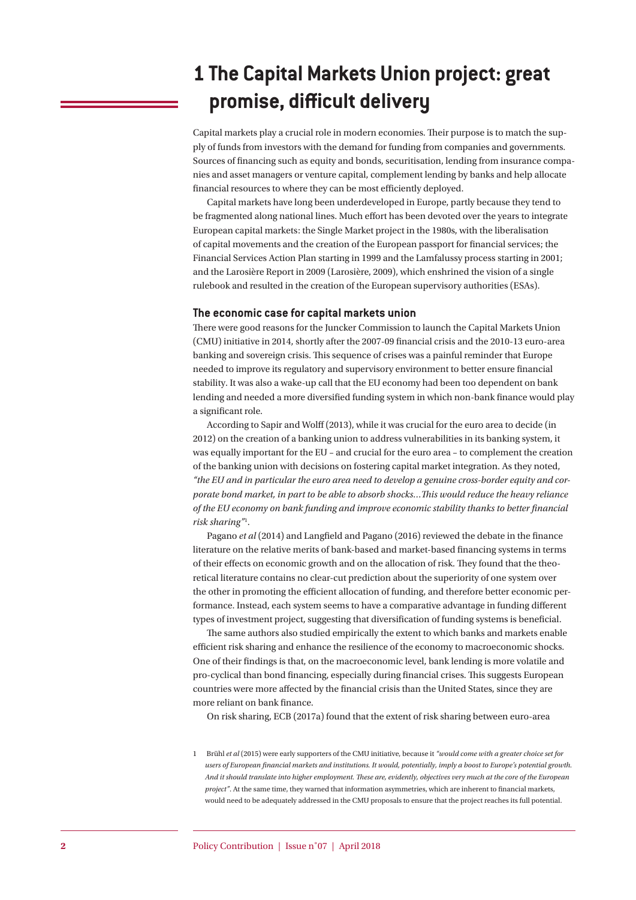# 1 The Capital Markets Union project: great promise, difficult delivery

Capital markets play a crucial role in modern economies. Their purpose is to match the supply of funds from investors with the demand for funding from companies and governments. Sources of financing such as equity and bonds, securitisation, lending from insurance companies and asset managers or venture capital, complement lending by banks and help allocate financial resources to where they can be most efficiently deployed.

Capital markets have long been underdeveloped in Europe, partly because they tend to be fragmented along national lines. Much effort has been devoted over the years to integrate European capital markets: the Single Market project in the 1980s, with the liberalisation of capital movements and the creation of the European passport for financial services; the Financial Services Action Plan starting in 1999 and the Lamfalussy process starting in 2001; and the Larosière Report in 2009 (Larosière, 2009), which enshrined the vision of a single rulebook and resulted in the creation of the European supervisory authorities (ESAs).

### The economic case for capital markets union

There were good reasons for the Juncker Commission to launch the Capital Markets Union (CMU) initiative in 2014, shortly after the 2007-09 financial crisis and the 2010-13 euro-area banking and sovereign crisis. This sequence of crises was a painful reminder that Europe needed to improve its regulatory and supervisory environment to better ensure financial stability. It was also a wake-up call that the EU economy had been too dependent on bank lending and needed a more diversified funding system in which non-bank finance would play a significant role.

According to Sapir and Wolff (2013), while it was crucial for the euro area to decide (in 2012) on the creation of a banking union to address vulnerabilities in its banking system, it was equally important for the EU – and crucial for the euro area – to complement the creation of the banking union with decisions on fostering capital market integration. As they noted, *"the EU and in particular the euro area need to develop a genuine cross-border equity and corporate bond market, in part to be able to absorb shocks…This would reduce the heavy reliance of the EU economy on bank funding and improve economic stability thanks to better financial risk sharing"*[1].

Pagano *et al* (2014) and Langfield and Pagano (2016) reviewed the debate in the finance literature on the relative merits of bank-based and market-based financing systems in terms of their effects on economic growth and on the allocation of risk. They found that the theoretical literature contains no clear-cut prediction about the superiority of one system over the other in promoting the efficient allocation of funding, and therefore better economic performance. Instead, each system seems to have a comparative advantage in funding different types of investment project, suggesting that diversification of funding systems is beneficial.

The same authors also studied empirically the extent to which banks and markets enable efficient risk sharing and enhance the resilience of the economy to macroeconomic shocks. One of their findings is that, on the macroeconomic level, bank lending is more volatile and pro-cyclical than bond financing, especially during financial crises. This suggests European countries were more affected by the financial crisis than the United States, since they are more reliant on bank finance.

On risk sharing, ECB (2017a) found that the extent of risk sharing between euro-area

1 Brühl *et al* (2015) were early supporters of the CMU initiative, because it *"would come with a greater choice set for users of European financial markets and institutions. It would, potentially, imply a boost to Europe's potential growth. And it should translate into higher employment. These are, evidently, objectives very much at the core of the European project"*. At the same time, they warned that information asymmetries, which are inherent to financial markets, would need to be adequately addressed in the CMU proposals to ensure that the project reaches its full potential.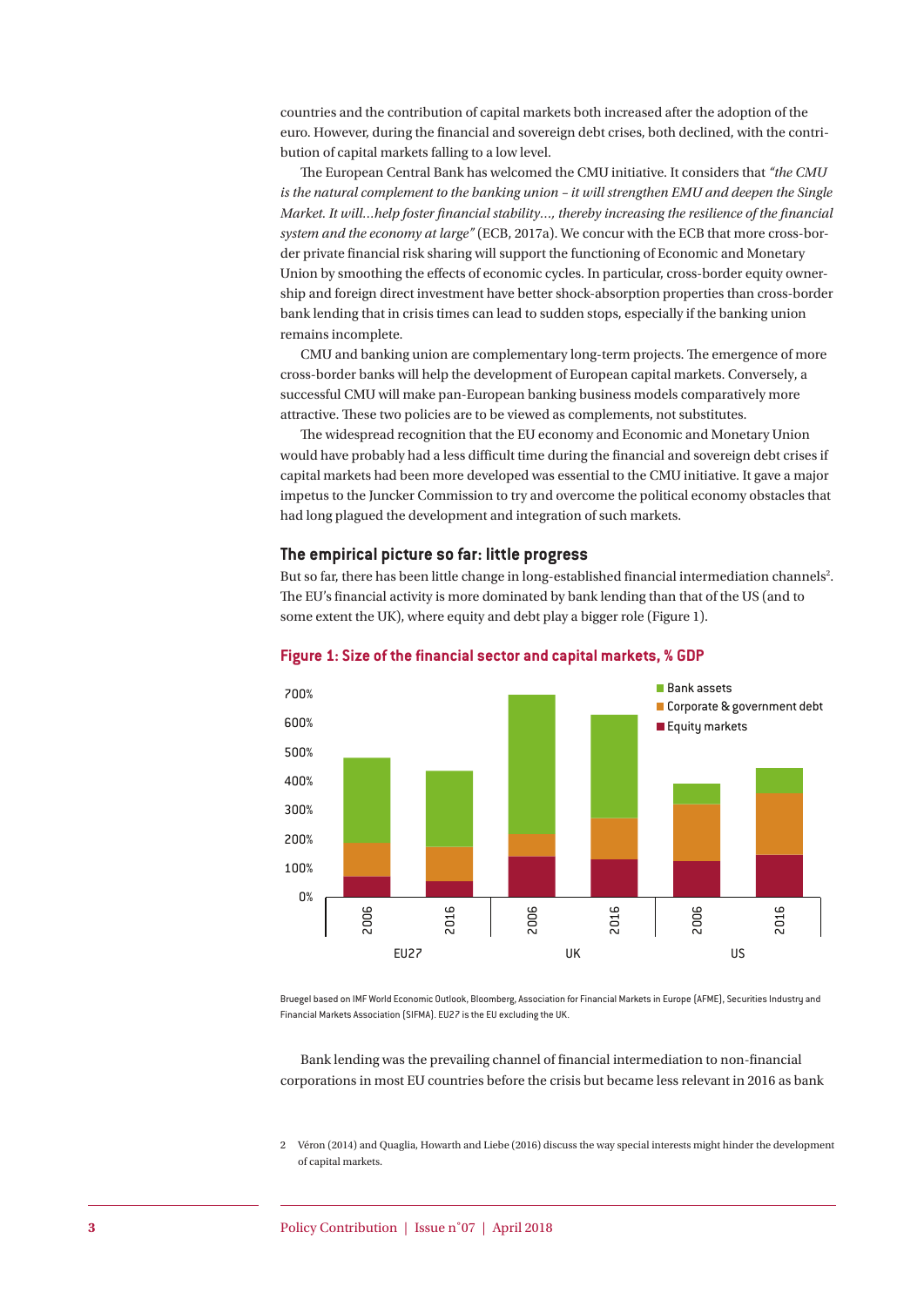countries and the contribution of capital markets both increased after the adoption of the euro. However, during the financial and sovereign debt crises, both declined, with the contribution of capital markets falling to a low level.

The European Central Bank has welcomed the CMU initiative. It considers that *"the CMU is the natural complement to the banking union – it will strengthen EMU and deepen the Single Market. It will…help foster financial stability…, thereby increasing the resilience of the financial system and the economy at large"* (ECB, 2017a). We concur with the ECB that more cross-border private financial risk sharing will support the functioning of Economic and Monetary Union by smoothing the effects of economic cycles. In particular, cross-border equity ownership and foreign direct investment have better shock-absorption properties than cross-border bank lending that in crisis times can lead to sudden stops, especially if the banking union remains incomplete.

CMU and banking union are complementary long-term projects. The emergence of more cross-border banks will help the development of European capital markets. Conversely, a successful CMU will make pan-European banking business models comparatively more attractive. These two policies are to be viewed as complements, not substitutes.

The widespread recognition that the EU economy and Economic and Monetary Union would have probably had a less difficult time during the financial and sovereign debt crises if capital markets had been more developed was essential to the CMU initiative. It gave a major impetus to the Juncker Commission to try and overcome the political economy obstacles that had long plagued the development and integration of such markets.

## The empirical picture so far: little progress

But so far, there has been little change in long-established financial intermediation channels[2]. The EU's financial activity is more dominated by bank lending than that of the US (and to some extent the UK), where equity and debt play a bigger role (Figure 1).

**Figure 1: Size of the financial sector and capital markets, % GDP**

Bruegel based on IMF World Economic Outlook, Bloomberg, Association for Financial Markets in Europe (AFME), Securities Industry and Financial Markets Association (SIFMA). EU27 is the EU excluding the UK.

Bank lending was the prevailing channel of financial intermediation to non-financial corporations in most EU countries before the crisis but became less relevant in 2016 as bank

2 Véron (2014) and Quaglia, Howarth and Liebe (2016) discuss the way special interests might hinder the development of capital markets.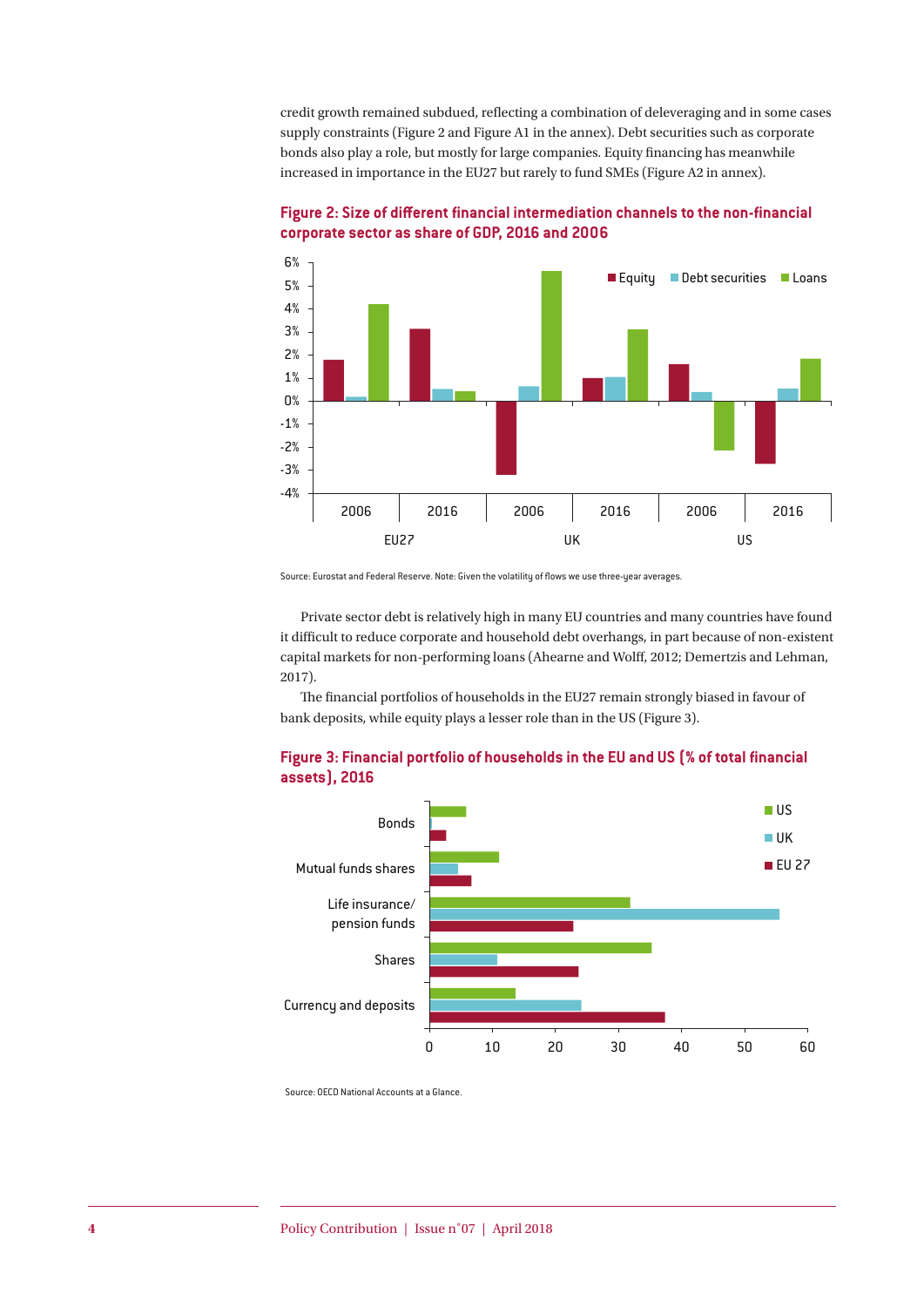credit growth remained subdued, reflecting a combination of deleveraging and in some cases supply constraints (Figure 2 and Figure A1 in the annex). Debt securities such as corporate bonds also play a role, but mostly for large companies. Equity financing has meanwhile increased in importance in the EU27 but rarely to fund SMEs (Figure A2 in annex).

**Figure 2: Size of different financial intermediation channels to the non-financial corporate sector as share of GDP, 2016 and 2006**

Source: Eurostat and Federal Reserve. Note: Given the volatility of flows we use three-year averages.

Private sector debt is relatively high in many EU countries and many countries have found it difficult to reduce corporate and household debt overhangs, in part because of non-existent capital markets for non-performing loans (Ahearne and Wolff, 2012; Demertzis and Lehman, 2017).

The financial portfolios of households in the EU27 remain strongly biased in favour of bank deposits, while equity plays a lesser role than in the US (Figure 3).

**Figure 3: Financial portfolio of households in the EU and US (% of total financial assets), 2016**

Source: OECD National Accounts at a Glance.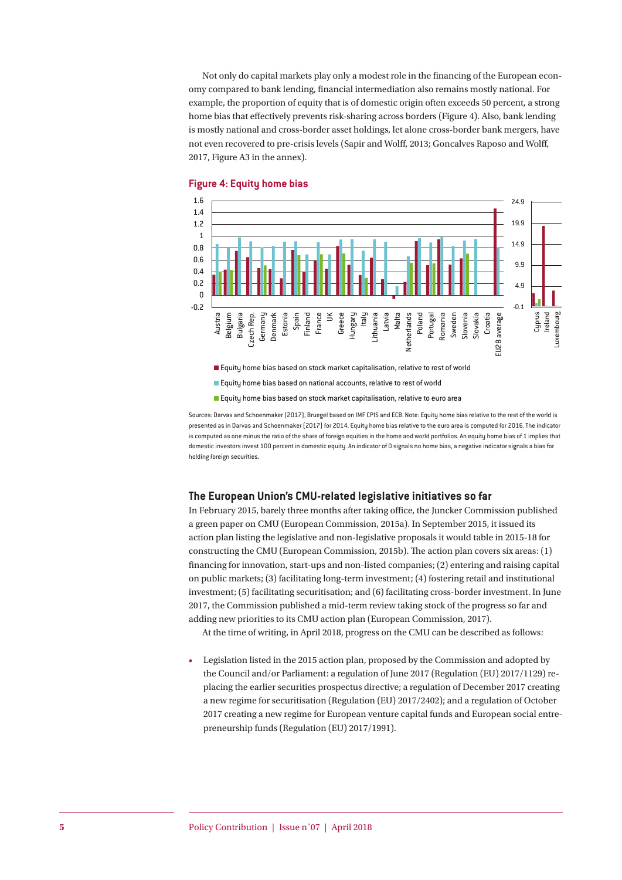Not only do capital markets play only a modest role in the financing of the European economy compared to bank lending, financial intermediation also remains mostly national. For example, the proportion of equity that is of domestic origin often exceeds 50 percent, a strong home bias that effectively prevents risk-sharing across borders (Figure 4). Also, bank lending is mostly national and cross-border asset holdings, let alone cross-border bank mergers, have not even recovered to pre-crisis levels (Sapir and Wolff, 2013; Goncalves Raposo and Wolff, 2017, Figure A3 in the annex).

**Figure 4: Equity home bias**

- Equity home bias based on stock market capitalisation, relative to rest of world
- Equity home bias based on national accounts, relative to rest of world
- Equity home bias based on stock market capitalisation, relative to euro area

Sources: Darvas and Schoenmaker (2017), Bruegel based on IMF CPIS and ECB. Note: Equity home bias relative to the rest of the world is presented as in Darvas and Schoenmaker (2017) for 2014. Equity home bias relative to the euro area is computed for 2016. The indicator is computed as one minus the ratio of the share of foreign equities in the home and world portfolios. An equity home bias of 1 implies that domestic investors invest 100 percent in domestic equity. An indicator of 0 signals no home bias, a negative indicator signals a bias for holding foreign securities.

## The European Union's CMU-related legislative initiatives so far

In February 2015, barely three months after taking office, the Juncker Commission published a green paper on CMU (European Commission, 2015a). In September 2015, it issued its action plan listing the legislative and non-legislative proposals it would table in 2015-18 for constructing the CMU (European Commission, 2015b). The action plan covers six areas: (1) financing for innovation, start-ups and non-listed companies; (2) entering and raising capital on public markets; (3) facilitating long-term investment; (4) fostering retail and institutional investment; (5) facilitating securitisation; and (6) facilitating cross-border investment. In June 2017, the Commission published a mid-term review taking stock of the progress so far and adding new priorities to its CMU action plan (European Commission, 2017).

At the time of writing, in April 2018, progress on the CMU can be described as follows:

- Legislation listed in the 2015 action plan, proposed by the Commission and adopted by the Council and/or Parliament: a regulation of June 2017 (Regulation (EU) 2017/1129) replacing the earlier securities prospectus directive; a regulation of December 2017 creating a new regime for securitisation (Regulation (EU) 2017/2402); and a regulation of October 2017 creating a new regime for European venture capital funds and European social entrepreneurship funds (Regulation (EU) 2017/1991).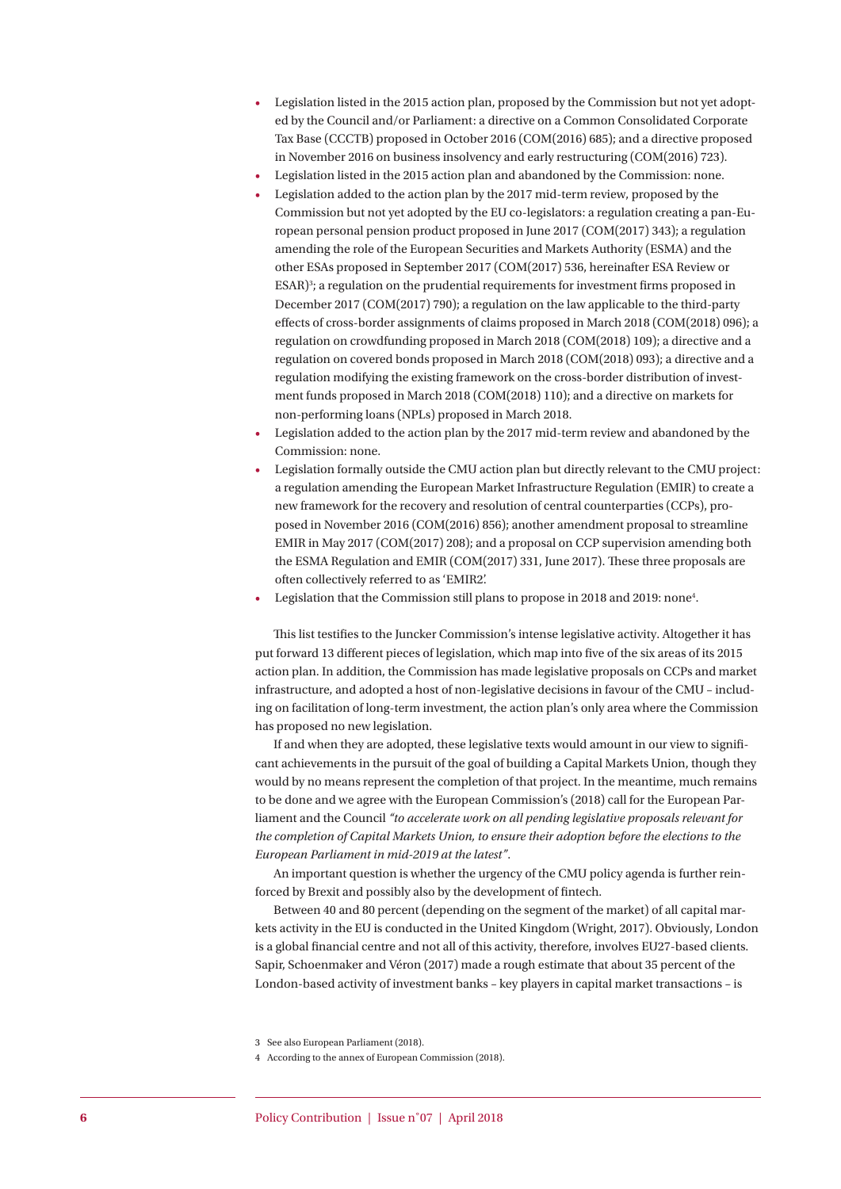- Legislation listed in the 2015 action plan, proposed by the Commission but not yet adopted by the Council and/or Parliament: a directive on a Common Consolidated Corporate Tax Base (CCCTB) proposed in October 2016 (COM(2016) 685); and a directive proposed in November 2016 on business insolvency and early restructuring (COM(2016) 723).
- Legislation listed in the 2015 action plan and abandoned by the Commission: none.
- Legislation added to the action plan by the 2017 mid-term review, proposed by the Commission but not yet adopted by the EU co-legislators: a regulation creating a pan-European personal pension product proposed in June 2017 (COM(2017) 343); a regulation amending the role of the European Securities and Markets Authority (ESMA) and the other ESAs proposed in September 2017 (COM(2017) 536, hereinafter ESA Review or ESAR)[3]; a regulation on the prudential requirements for investment firms proposed in December 2017 (COM(2017) 790); a regulation on the law applicable to the third-party effects of cross-border assignments of claims proposed in March 2018 (COM(2018) 096); a regulation on crowdfunding proposed in March 2018 (COM(2018) 109); a directive and a regulation on covered bonds proposed in March 2018 (COM(2018) 093); a directive and a regulation modifying the existing framework on the cross-border distribution of investment funds proposed in March 2018 (COM(2018) 110); and a directive on markets for non-performing loans (NPLs) proposed in March 2018.
- Legislation added to the action plan by the 2017 mid-term review and abandoned by the Commission: none.
- Legislation formally outside the CMU action plan but directly relevant to the CMU project: a regulation amending the European Market Infrastructure Regulation (EMIR) to create a new framework for the recovery and resolution of central counterparties (CCPs), proposed in November 2016 (COM(2016) 856); another amendment proposal to streamline EMIR in May 2017 (COM(2017) 208); and a proposal on CCP supervision amending both the ESMA Regulation and EMIR (COM(2017) 331, June 2017). These three proposals are often collectively referred to as 'EMIR2'.
- Legislation that the Commission still plans to propose in 2018 and 2019: none[4].

This list testifies to the Juncker Commission's intense legislative activity. Altogether it has put forward 13 different pieces of legislation, which map into five of the six areas of its 2015 action plan. In addition, the Commission has made legislative proposals on CCPs and market infrastructure, and adopted a host of non-legislative decisions in favour of the CMU – including on facilitation of long-term investment, the action plan's only area where the Commission has proposed no new legislation.

If and when they are adopted, these legislative texts would amount in our view to significant achievements in the pursuit of the goal of building a Capital Markets Union, though they would by no means represent the completion of that project. In the meantime, much remains to be done and we agree with the European Commission's (2018) call for the European Parliament and the Council *"to accelerate work on all pending legislative proposals relevant for the completion of Capital Markets Union, to ensure their adoption before the elections to the European Parliament in mid-2019 at the latest"*.

An important question is whether the urgency of the CMU policy agenda is further reinforced by Brexit and possibly also by the development of fintech.

Between 40 and 80 percent (depending on the segment of the market) of all capital markets activity in the EU is conducted in the United Kingdom (Wright, 2017). Obviously, London is a global financial centre and not all of this activity, therefore, involves EU27-based clients. Sapir, Schoenmaker and Véron (2017) made a rough estimate that about 35 percent of the London-based activity of investment banks – key players in capital market transactions – is

3 See also European Parliament (2018).

4 According to the annex of European Commission (2018).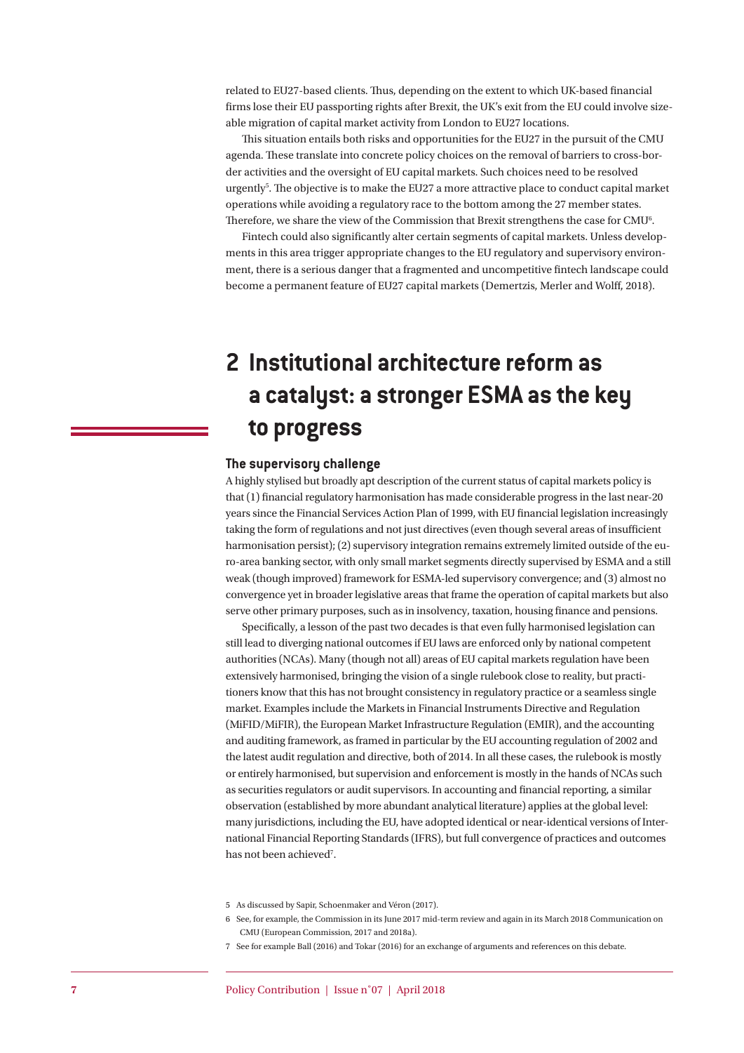related to EU27-based clients. Thus, depending on the extent to which UK-based financial firms lose their EU passporting rights after Brexit, the UK's exit from the EU could involve sizeable migration of capital market activity from London to EU27 locations.

This situation entails both risks and opportunities for the EU27 in the pursuit of the CMU agenda. These translate into concrete policy choices on the removal of barriers to cross-border activities and the oversight of EU capital markets. Such choices need to be resolved urgently[5]. The objective is to make the EU27 a more attractive place to conduct capital market operations while avoiding a regulatory race to the bottom among the 27 member states. Therefore, we share the view of the Commission that Brexit strengthens the case for CMU[6].

Fintech could also significantly alter certain segments of capital markets. Unless developments in this area trigger appropriate changes to the EU regulatory and supervisory environment, there is a serious danger that a fragmented and uncompetitive fintech landscape could become a permanent feature of EU27 capital markets (Demertzis, Merler and Wolff, 2018).

# 2 Institutional architecture reform as a catalyst: a stronger ESMA as the key to progress

### The supervisory challenge

A highly stylised but broadly apt description of the current status of capital markets policy is that (1) financial regulatory harmonisation has made considerable progress in the last near-20 years since the Financial Services Action Plan of 1999, with EU financial legislation increasingly taking the form of regulations and not just directives (even though several areas of insufficient harmonisation persist); (2) supervisory integration remains extremely limited outside of the euro-area banking sector, with only small market segments directly supervised by ESMA and a still weak (though improved) framework for ESMA-led supervisory convergence; and (3) almost no convergence yet in broader legislative areas that frame the operation of capital markets but also serve other primary purposes, such as in insolvency, taxation, housing finance and pensions.

Specifically, a lesson of the past two decades is that even fully harmonised legislation can still lead to diverging national outcomes if EU laws are enforced only by national competent authorities (NCAs). Many (though not all) areas of EU capital markets regulation have been extensively harmonised, bringing the vision of a single rulebook close to reality, but practitioners know that this has not brought consistency in regulatory practice or a seamless single market. Examples include the Markets in Financial Instruments Directive and Regulation (MiFID/MiFIR), the European Market Infrastructure Regulation (EMIR), and the accounting and auditing framework, as framed in particular by the EU accounting regulation of 2002 and the latest audit regulation and directive, both of 2014. In all these cases, the rulebook is mostly or entirely harmonised, but supervision and enforcement is mostly in the hands of NCAs such as securities regulators or audit supervisors. In accounting and financial reporting, a similar observation (established by more abundant analytical literature) applies at the global level: many jurisdictions, including the EU, have adopted identical or near-identical versions of International Financial Reporting Standards (IFRS), but full convergence of practices and outcomes has not been achieved[7].

5 As discussed by Sapir, Schoenmaker and Véron (2017).

6 See, for example, the Commission in its June 2017 mid-term review and again in its March 2018 Communication on CMU (European Commission, 2017 and 2018a).

7 See for example Ball (2016) and Tokar (2016) for an exchange of arguments and references on this debate.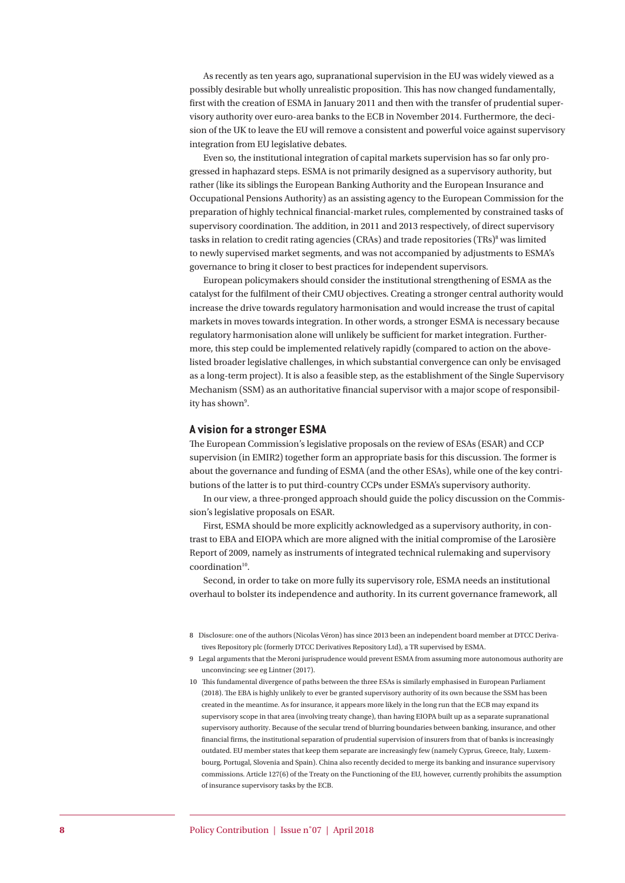As recently as ten years ago, supranational supervision in the EU was widely viewed as a possibly desirable but wholly unrealistic proposition. This has now changed fundamentally, first with the creation of ESMA in January 2011 and then with the transfer of prudential supervisory authority over euro-area banks to the ECB in November 2014. Furthermore, the decision of the UK to leave the EU will remove a consistent and powerful voice against supervisory integration from EU legislative debates.

Even so, the institutional integration of capital markets supervision has so far only progressed in haphazard steps. ESMA is not primarily designed as a supervisory authority, but rather (like its siblings the European Banking Authority and the European Insurance and Occupational Pensions Authority) as an assisting agency to the European Commission for the preparation of highly technical financial-market rules, complemented by constrained tasks of supervisory coordination. The addition, in 2011 and 2013 respectively, of direct supervisory tasks in relation to credit rating agencies (CRAs) and trade repositories (TRs)[8] was limited to newly supervised market segments, and was not accompanied by adjustments to ESMA's governance to bring it closer to best practices for independent supervisors.

European policymakers should consider the institutional strengthening of ESMA as the catalyst for the fulfilment of their CMU objectives. Creating a stronger central authority would increase the drive towards regulatory harmonisation and would increase the trust of capital markets in moves towards integration. In other words, a stronger ESMA is necessary because regulatory harmonisation alone will unlikely be sufficient for market integration. Furthermore, this step could be implemented relatively rapidly (compared to action on the above-listed broader legislative challenges, in which substantial convergence can only be envisaged as a long-term project). It is also a feasible step, as the establishment of the Single Supervisory Mechanism (SSM) as an authoritative financial supervisor with a major scope of responsibility has shown[9].

## A vision for a stronger ESMA

The European Commission's legislative proposals on the review of ESAs (ESAR) and CCP supervision (in EMIR2) together form an appropriate basis for this discussion. The former is about the governance and funding of ESMA (and the other ESAs), while one of the key contributions of the latter is to put third-country CCPs under ESMA's supervisory authority.

In our view, a three-pronged approach should guide the policy discussion on the Commission's legislative proposals on ESAR.

First, ESMA should be more explicitly acknowledged as a supervisory authority, in contrast to EBA and EIOPA which are more aligned with the initial compromise of the Larosière Report of 2009, namely as instruments of integrated technical rulemaking and supervisory coordination[10].

Second, in order to take on more fully its supervisory role, ESMA needs an institutional overhaul to bolster its independence and authority. In its current governance framework, all

---

8 Disclosure: one of the authors (Nicolas Véron) has since 2013 been an independent board member at DTCC Derivatives Repository plc (formerly DTCC Derivatives Repository Ltd), a TR supervised by ESMA.

9 Legal arguments that the Meroni jurisprudence would prevent ESMA from assuming more autonomous authority are unconvincing: see eg Lintner (2017).

10 This fundamental divergence of paths between the three ESAs is similarly emphasised in European Parliament (2018). The EBA is highly unlikely to ever be granted supervisory authority of its own because the SSM has been created in the meantime. As for insurance, it appears more likely in the long run that the ECB may expand its supervisory scope in that area (involving treaty change), than having EIOPA built up as a separate supranational supervisory authority. Because of the secular trend of blurring boundaries between banking, insurance, and other financial firms, the institutional separation of prudential supervision of insurers from that of banks is increasingly outdated. EU member states that keep them separate are increasingly few (namely Cyprus, Greece, Italy, Luxembourg, Portugal, Slovenia and Spain). China also recently decided to merge its banking and insurance supervisory commissions. Article 127(6) of the Treaty on the Functioning of the EU, however, currently prohibits the assumption of insurance supervisory tasks by the ECB.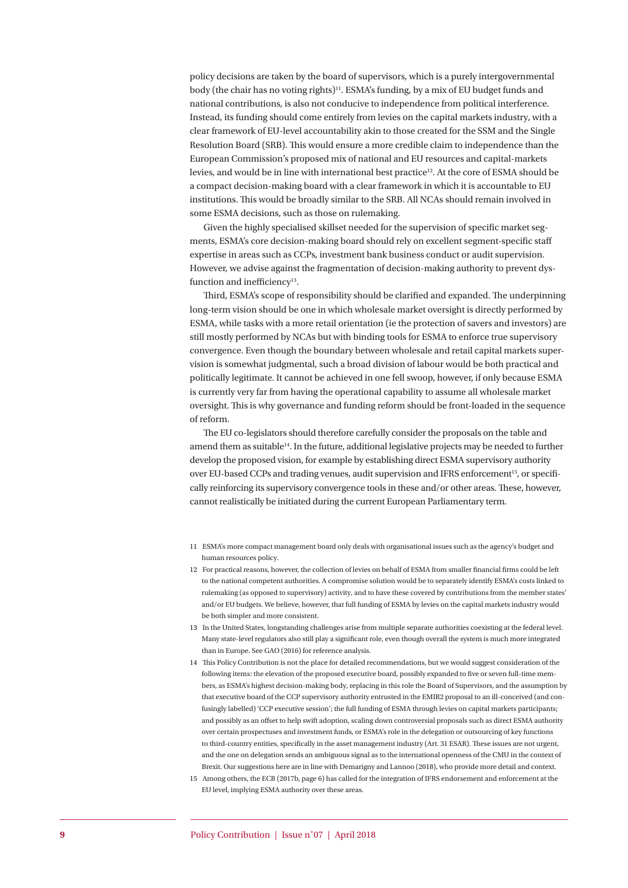policy decisions are taken by the board of supervisors, which is a purely intergovernmental body (the chair has no voting rights)[11]. ESMA's funding, by a mix of EU budget funds and national contributions, is also not conducive to independence from political interference. Instead, its funding should come entirely from levies on the capital markets industry, with a clear framework of EU-level accountability akin to those created for the SSM and the Single Resolution Board (SRB). This would ensure a more credible claim to independence than the European Commission's proposed mix of national and EU resources and capital-markets levies, and would be in line with international best practice[12]. At the core of ESMA should be a compact decision-making board with a clear framework in which it is accountable to EU institutions. This would be broadly similar to the SRB. All NCAs should remain involved in some ESMA decisions, such as those on rulemaking.

Given the highly specialised skillset needed for the supervision of specific market segments, ESMA's core decision-making board should rely on excellent segment-specific staff expertise in areas such as CCPs, investment bank business conduct or audit supervision. However, we advise against the fragmentation of decision-making authority to prevent dysfunction and inefficiency[13].

Third, ESMA's scope of responsibility should be clarified and expanded. The underpinning long-term vision should be one in which wholesale market oversight is directly performed by ESMA, while tasks with a more retail orientation (ie the protection of savers and investors) are still mostly performed by NCAs but with binding tools for ESMA to enforce true supervisory convergence. Even though the boundary between wholesale and retail capital markets supervision is somewhat judgmental, such a broad division of labour would be both practical and politically legitimate. It cannot be achieved in one fell swoop, however, if only because ESMA is currently very far from having the operational capability to assume all wholesale market oversight. This is why governance and funding reform should be front-loaded in the sequence of reform.

The EU co-legislators should therefore carefully consider the proposals on the table and amend them as suitable[14]. In the future, additional legislative projects may be needed to further develop the proposed vision, for example by establishing direct ESMA supervisory authority over EU-based CCPs and trading venues, audit supervision and IFRS enforcement[15], or specifically reinforcing its supervisory convergence tools in these and/or other areas. These, however, cannot realistically be initiated during the current European Parliamentary term.

11 ESMA's more compact management board only deals with organisational issues such as the agency's budget and human resources policy.

12 For practical reasons, however, the collection of levies on behalf of ESMA from smaller financial firms could be left to the national competent authorities. A compromise solution would be to separately identify ESMA's costs linked to rulemaking (as opposed to supervisory) activity, and to have these covered by contributions from the member states' and/or EU budgets. We believe, however, that full funding of ESMA by levies on the capital markets industry would be both simpler and more consistent.

13 In the United States, longstanding challenges arise from multiple separate authorities coexisting at the federal level. Many state-level regulators also still play a significant role, even though overall the system is much more integrated than in Europe. See GAO (2016) for reference analysis.

14 This Policy Contribution is not the place for detailed recommendations, but we would suggest consideration of the following items: the elevation of the proposed executive board, possibly expanded to five or seven full-time members, as ESMA's highest decision-making body, replacing in this role the Board of Supervisors, and the assumption by that executive board of the CCP supervisory authority entrusted in the EMIR2 proposal to an ill-conceived (and confusingly labelled) 'CCP executive session'; the full funding of ESMA through levies on capital markets participants; and possibly as an offset to help swift adoption, scaling down controversial proposals such as direct ESMA authority over certain prospectuses and investment funds, or ESMA's role in the delegation or outsourcing of key functions to third-country entities, specifically in the asset management industry (Art. 31 ESAR). These issues are not urgent, and the one on delegation sends an ambiguous signal as to the international openness of the CMU in the context of Brexit. Our suggestions here are in line with Demarigny and Lannoo (2018), who provide more detail and context.

15 Among others, the ECB (2017b, page 6) has called for the integration of IFRS endorsement and enforcement at the EU level, implying ESMA authority over these areas.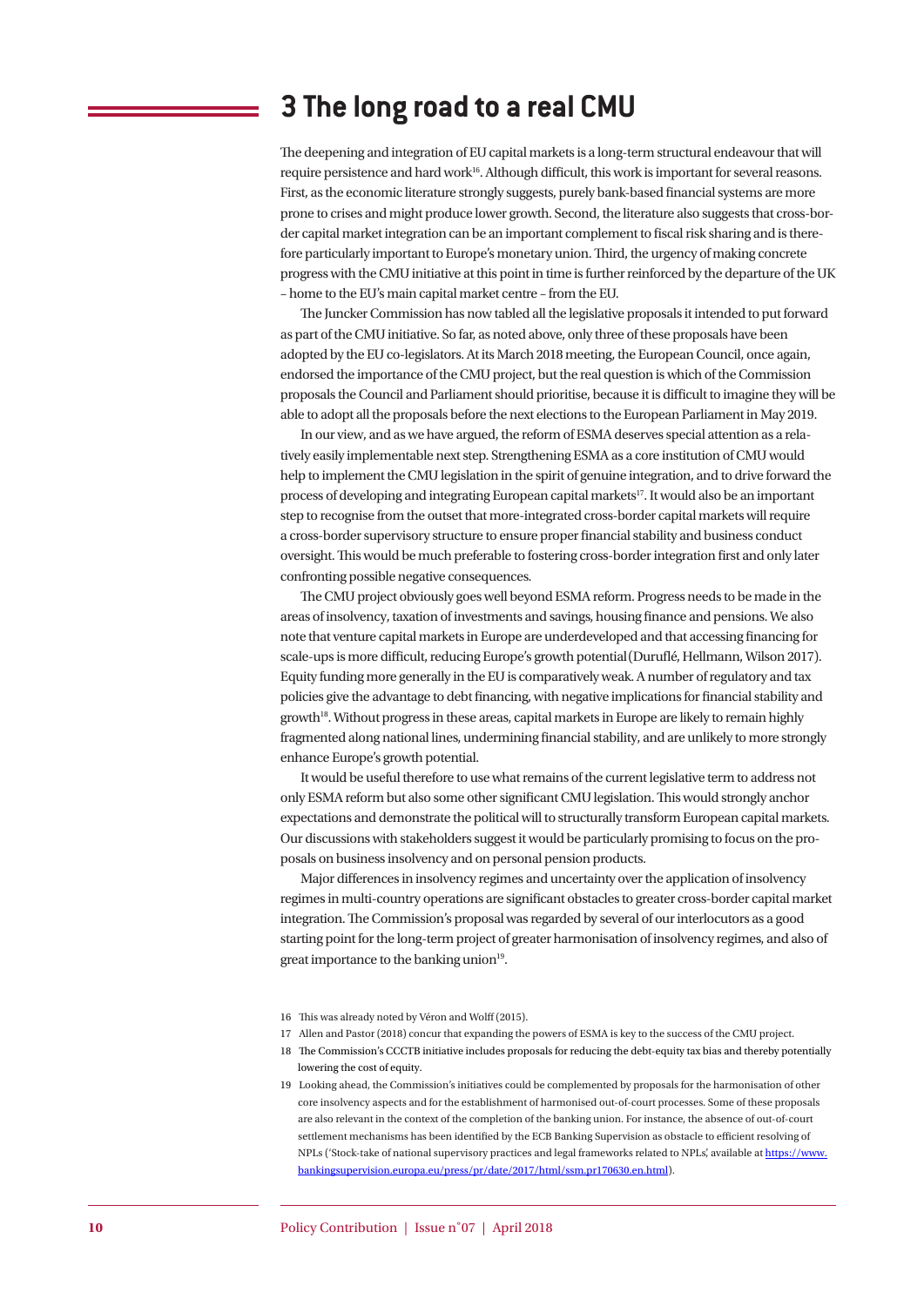# 3 The long road to a real CMU

The deepening and integration of EU capital markets is a long-term structural endeavour that will require persistence and hard work[16]. Although difficult, this work is important for several reasons. First, as the economic literature strongly suggests, purely bank-based financial systems are more prone to crises and might produce lower growth. Second, the literature also suggests that cross-border capital market integration can be an important complement to fiscal risk sharing and is therefore particularly important to Europe's monetary union. Third, the urgency of making concrete progress with the CMU initiative at this point in time is further reinforced by the departure of the UK – home to the EU's main capital market centre – from the EU.

The Juncker Commission has now tabled all the legislative proposals it intended to put forward as part of the CMU initiative. So far, as noted above, only three of these proposals have been adopted by the EU co-legislators. At its March 2018 meeting, the European Council, once again, endorsed the importance of the CMU project, but the real question is which of the Commission proposals the Council and Parliament should prioritise, because it is difficult to imagine they will be able to adopt all the proposals before the next elections to the European Parliament in May 2019.

In our view, and as we have argued, the reform of ESMA deserves special attention as a relatively easily implementable next step. Strengthening ESMA as a core institution of CMU would help to implement the CMU legislation in the spirit of genuine integration, and to drive forward the process of developing and integrating European capital markets[17]. It would also be an important step to recognise from the outset that more-integrated cross-border capital markets will require a cross-border supervisory structure to ensure proper financial stability and business conduct oversight. This would be much preferable to fostering cross-border integration first and only later confronting possible negative consequences.

The CMU project obviously goes well beyond ESMA reform. Progress needs to be made in the areas of insolvency, taxation of investments and savings, housing finance and pensions. We also note that venture capital markets in Europe are underdeveloped and that accessing financing for scale-ups is more difficult, reducing Europe's growth potential (Duruflé, Hellmann, Wilson 2017). Equity funding more generally in the EU is comparatively weak. A number of regulatory and tax policies give the advantage to debt financing, with negative implications for financial stability and growth[18]. Without progress in these areas, capital markets in Europe are likely to remain highly fragmented along national lines, undermining financial stability, and are unlikely to more strongly enhance Europe's growth potential.

It would be useful therefore to use what remains of the current legislative term to address not only ESMA reform but also some other significant CMU legislation. This would strongly anchor expectations and demonstrate the political will to structurally transform European capital markets. Our discussions with stakeholders suggest it would be particularly promising to focus on the proposals on business insolvency and on personal pension products.

Major differences in insolvency regimes and uncertainty over the application of insolvency regimes in multi-country operations are significant obstacles to greater cross-border capital market integration. The Commission's proposal was regarded by several of our interlocutors as a good starting point for the long-term project of greater harmonisation of insolvency regimes, and also of great importance to the banking union[19].

16 This was already noted by Véron and Wolff (2015).

17 Allen and Pastor (2018) concur that expanding the powers of ESMA is key to the success of the CMU project.

18 The Commission's CCCTB initiative includes proposals for reducing the debt-equity tax bias and thereby potentially lowering the cost of equity.

19 Looking ahead, the Commission's initiatives could be complemented by proposals for the harmonisation of other core insolvency aspects and for the establishment of harmonised out-of-court processes. Some of these proposals are also relevant in the context of the completion of the banking union. For instance, the absence of out-of-court settlement mechanisms has been identified by the ECB Banking Supervision as obstacle to efficient resolving of NPLs ('Stock-take of national supervisory practices and legal frameworks related to NPLs', available at https://www.bankingsupervision.europa.eu/press/pr/date/2017/html/ssm.pr170630.en.html).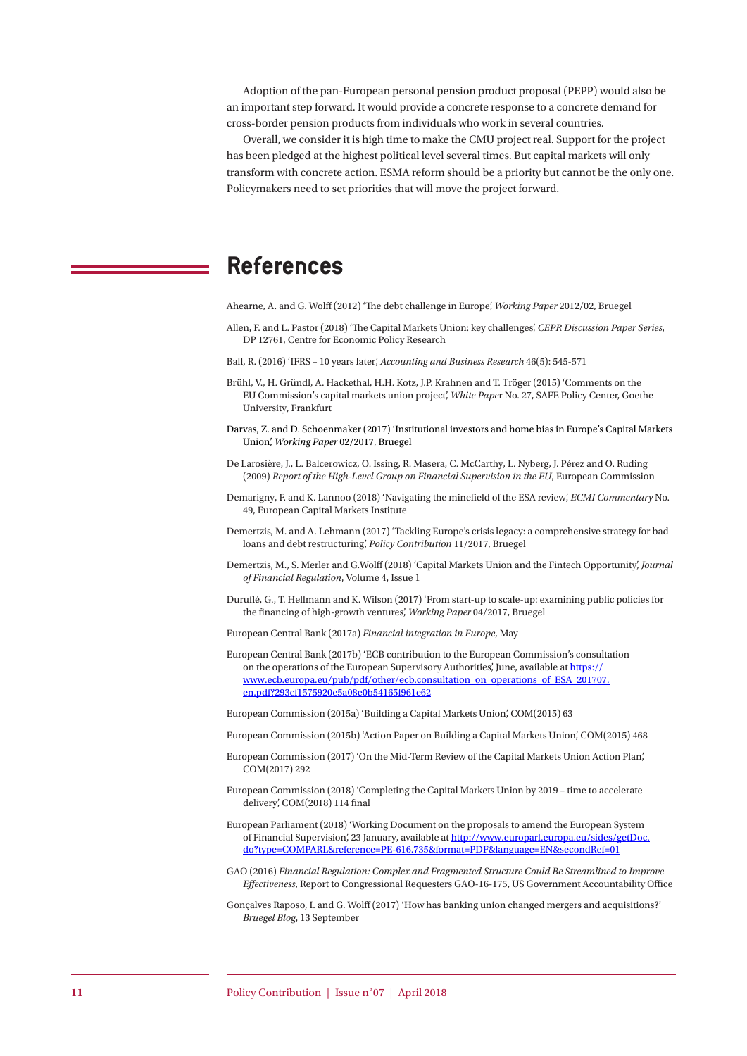Adoption of the pan-European personal pension product proposal (PEPP) would also be an important step forward. It would provide a concrete response to a concrete demand for cross-border pension products from individuals who work in several countries.

Overall, we consider it is high time to make the CMU project real. Support for the project has been pledged at the highest political level several times. But capital markets will only transform with concrete action. ESMA reform should be a priority but cannot be the only one. Policymakers need to set priorities that will move the project forward.

## References

Ahearne, A. and G. Wolff (2012) 'The debt challenge in Europe', *Working Paper* 2012/02, Bruegel

Allen, F. and L. Pastor (2018) 'The Capital Markets Union: key challenges', *CEPR Discussion Paper Series*, DP 12761, Centre for Economic Policy Research

Ball, R. (2016) 'IFRS – 10 years later', *Accounting and Business Research* 46(5): 545-571

Brühl, V., H. Gründl, A. Hackethal, H.H. Kotz, J.P. Krahnen and T. Tröger (2015) 'Comments on the EU Commission's capital markets union project', *White Paper* No. 27, SAFE Policy Center, Goethe University, Frankfurt

Darvas, Z. and D. Schoenmaker (2017) 'Institutional investors and home bias in Europe's Capital Markets Union', *Working Paper* 02/2017, Bruegel

De Larosière, J., L. Balcerowicz, O. Issing, R. Masera, C. McCarthy, L. Nyberg, J. Pérez and O. Ruding (2009) *Report of the High-Level Group on Financial Supervision in the EU*, European Commission

Demarigny, F. and K. Lannoo (2018) 'Navigating the minefield of the ESA review', *ECMI Commentary* No. 49, European Capital Markets Institute

Demertzis, M. and A. Lehmann (2017) 'Tackling Europe's crisis legacy: a comprehensive strategy for bad loans and debt restructuring', *Policy Contribution* 11/2017, Bruegel

Demertzis, M., S. Merler and G.Wolff (2018) 'Capital Markets Union and the Fintech Opportunity', *Journal of Financial Regulation*, Volume 4, Issue 1

Duruflé, G., T. Hellmann and K. Wilson (2017) 'From start-up to scale-up: examining public policies for the financing of high-growth ventures', *Working Paper* 04/2017, Bruegel

European Central Bank (2017a) *Financial integration in Europe*, May

European Central Bank (2017b) 'ECB contribution to the European Commission's consultation on the operations of the European Supervisory Authorities', June, available at https://www.ecb.europa.eu/pub/pdf/other/ecb.consultation_on_operations_of_ESA_201707.en.pdf?293cf1575920e5a08e0b54165f961e62

European Commission (2015a) 'Building a Capital Markets Union', COM(2015) 63

European Commission (2015b) 'Action Paper on Building a Capital Markets Union', COM(2015) 468

European Commission (2017) 'On the Mid-Term Review of the Capital Markets Union Action Plan', COM(2017) 292

European Commission (2018) 'Completing the Capital Markets Union by 2019 – time to accelerate delivery', COM(2018) 114 final

European Parliament (2018) 'Working Document on the proposals to amend the European System of Financial Supervision', 23 January, available at http://www.europarl.europa.eu/sides/getDoc.do?type=COMPARL&reference=PE-616.735&format=PDF&language=EN&secondRef=01

GAO (2016) *Financial Regulation: Complex and Fragmented Structure Could Be Streamlined to Improve Effectiveness*, Report to Congressional Requesters GAO-16-175, US Government Accountability Office

Gonçalves Raposo, I. and G. Wolff (2017) 'How has banking union changed mergers and acquisitions?' *Bruegel Blog*, 13 September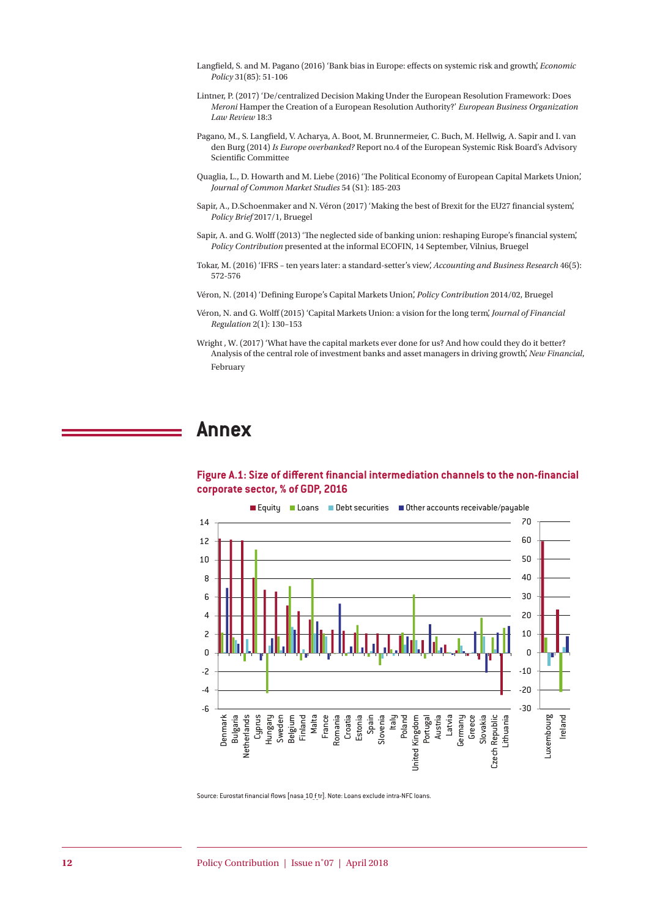Langfield, S. and M. Pagano (2016) 'Bank bias in Europe: effects on systemic risk and growth', *Economic Policy* 31(85): 51-106

Lintner, P. (2017) 'De/centralized Decision Making Under the European Resolution Framework: Does *Meroni* Hamper the Creation of a European Resolution Authority?' *European Business Organization Law Review* 18:3

Pagano, M., S. Langfield, V. Acharya, A. Boot, M. Brunnermeier, C. Buch, M. Hellwig, A. Sapir and I. van den Burg (2014) *Is Europe overbanked?* Report no.4 of the European Systemic Risk Board's Advisory Scientific Committee

Quaglia, L., D. Howarth and M. Liebe (2016) 'The Political Economy of European Capital Markets Union', *Journal of Common Market Studies* 54 (S1): 185-203

Sapir, A., D.Schoenmaker and N. Véron (2017) 'Making the best of Brexit for the EU27 financial system', *Policy Brief* 2017/1, Bruegel

Sapir, A. and G. Wolff (2013) 'The neglected side of banking union: reshaping Europe's financial system', *Policy Contribution* presented at the informal ECOFIN, 14 September, Vilnius, Bruegel

Tokar, M. (2016) 'IFRS – ten years later: a standard-setter's view', *Accounting and Business Research* 46(5): 572-576

Véron, N. (2014) 'Defining Europe's Capital Markets Union', *Policy Contribution* 2014/02, Bruegel

Véron, N. and G. Wolff (2015) 'Capital Markets Union: a vision for the long term', *Journal of Financial Regulation* 2(1): 130–153

Wright , W. (2017) 'What have the capital markets ever done for us? And how could they do it better? Analysis of the central role of investment banks and asset managers in driving growth', *New Financial*, February

# Annex

**Figure A.1: Size of different financial intermediation channels to the non-financial corporate sector, % of GDP, 2016**

Source: Eurostat financial flows [nasa_10_f_tr]. Note: Loans exclude intra-NFC loans.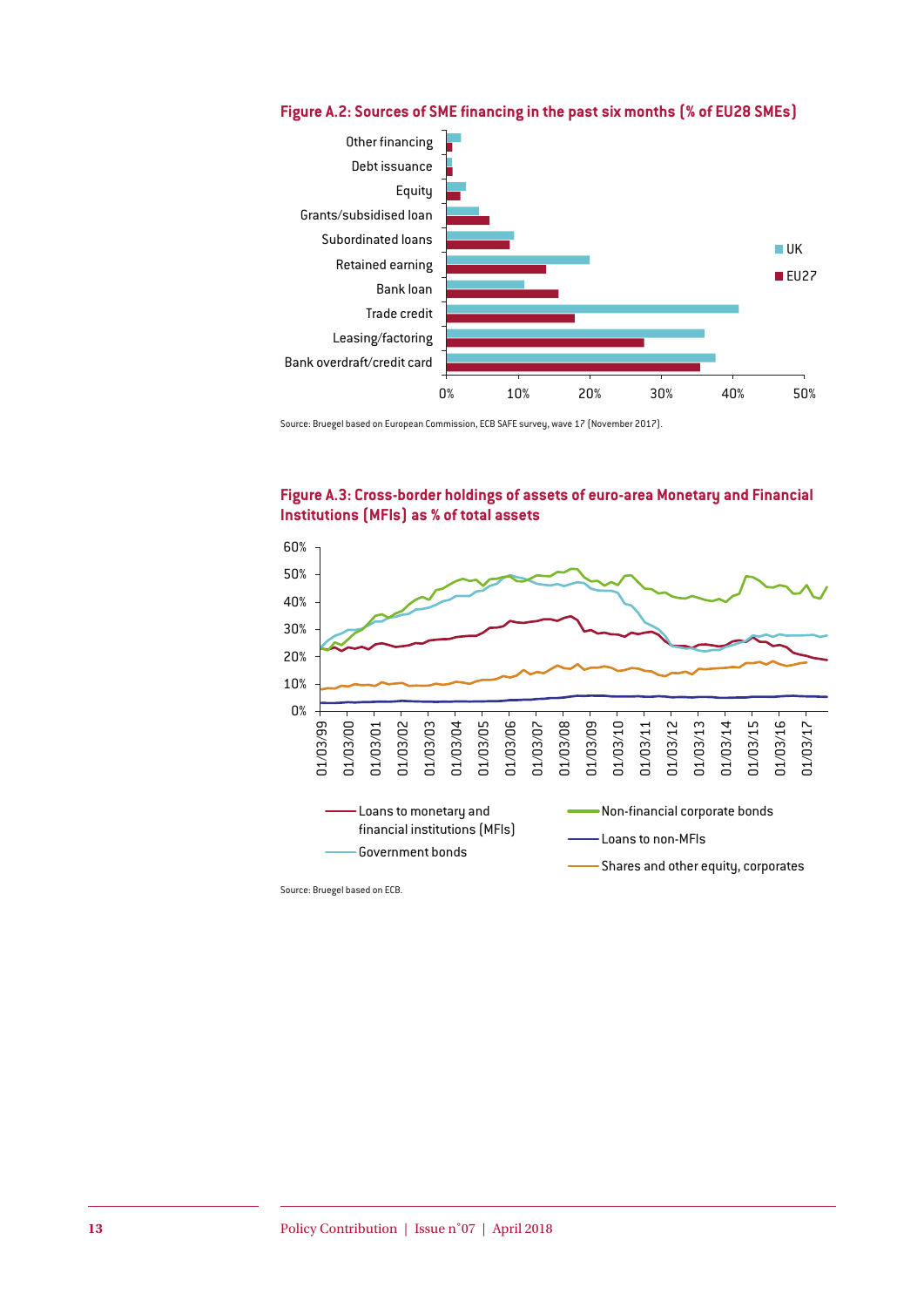**Figure A.2: Sources of SME financing in the past six months (% of EU28 SMEs)**

Other financing
Debt issuance
Equity
Grants/subsidised loan
Subordinated loans
Retained earning
Bank loan
Trade credit
Leasing/factoring
Bank overdraft/credit card

0% 10% 20% 30% 40% 50%

UK
EU27

Source: Bruegel based on European Commission, ECB SAFE survey, wave 17 (November 2017).

**Figure A.3: Cross-border holdings of assets of euro-area Monetary and Financial Institutions (MFIs) as % of total assets**

60%
50%
40%
30%
20%
10%
0%

01/03/99 01/03/00 01/03/01 01/03/02 01/03/03 01/03/04 01/03/05 01/03/06 01/03/07 01/03/08 01/03/09 01/03/10 01/03/11 01/03/12 01/03/13 01/03/14 01/03/15 01/03/16 01/03/17

Loans to monetary and financial institutions (MFIs)
Government bonds
Non-financial corporate bonds
Loans to non-MFIs
Shares and other equity, corporates

Source: Bruegel based on ECB.